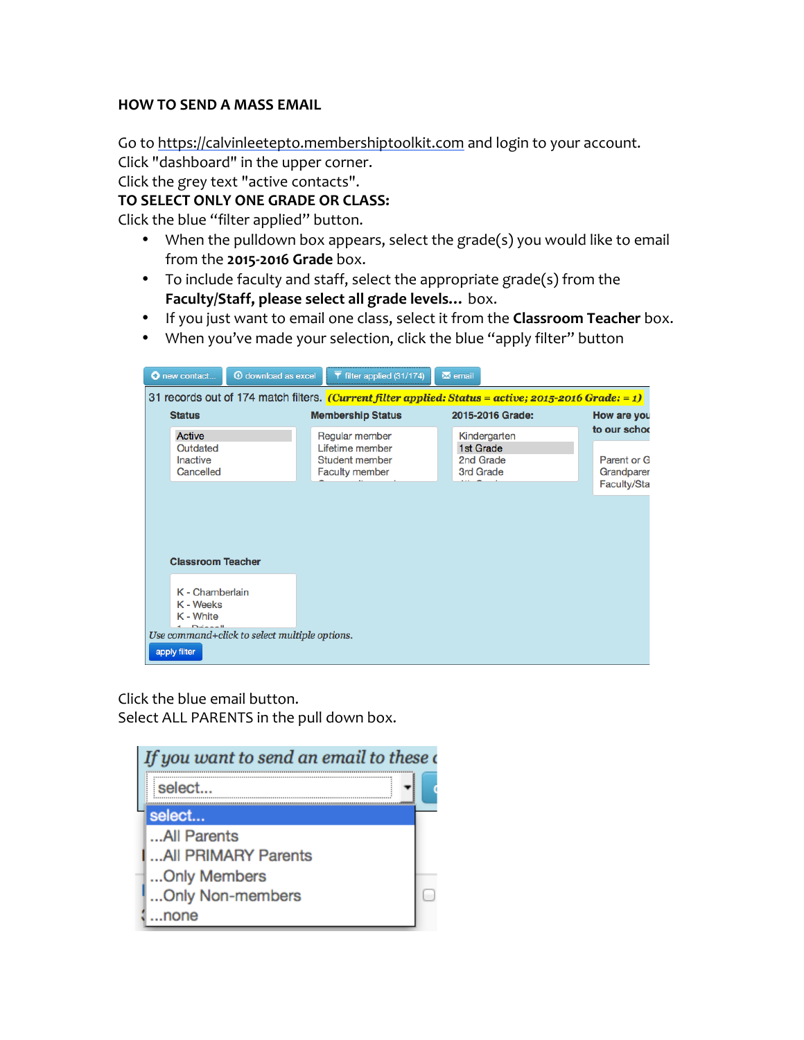# HOW TO SEND A MASS EMAIL

Go to https://calvinleetepto.membershiptoolkit.com and login to your account.
Click "dashboard" in the upper corner.
Click the grey text "active contacts".

**TO SELECT ONLY ONE GRADE OR CLASS:**

Click the blue "filter applied" button.

- When the pulldown box appears, select the grade(s) you would like to email from the **2015-2016 Grade** box.
- To include faculty and staff, select the appropriate grade(s) from the **Faculty/Staff, please select all grade levels...** box.
- If you just want to email one class, select it from the **Classroom Teacher** box.
- When you've made your selection, click the blue "apply filter" button

Click the blue email button.
Select ALL PARENTS in the pull down box.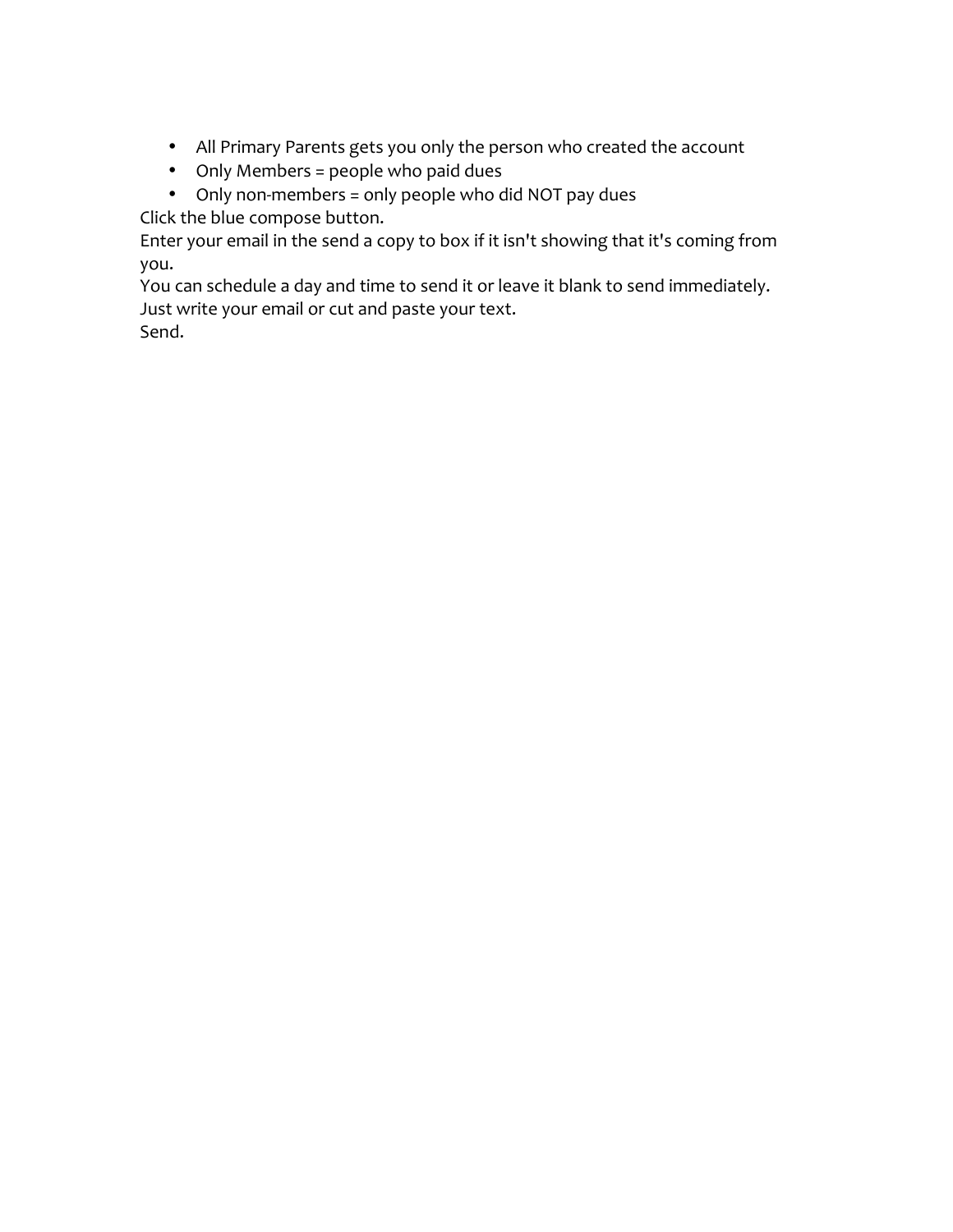- All Primary Parents gets you only the person who created the account
- Only Members = people who paid dues
- Only non-members = only people who did NOT pay dues

Click the blue compose button.
Enter your email in the send a copy to box if it isn't showing that it's coming from you.
You can schedule a day and time to send it or leave it blank to send immediately.
Just write your email or cut and paste your text.
Send.